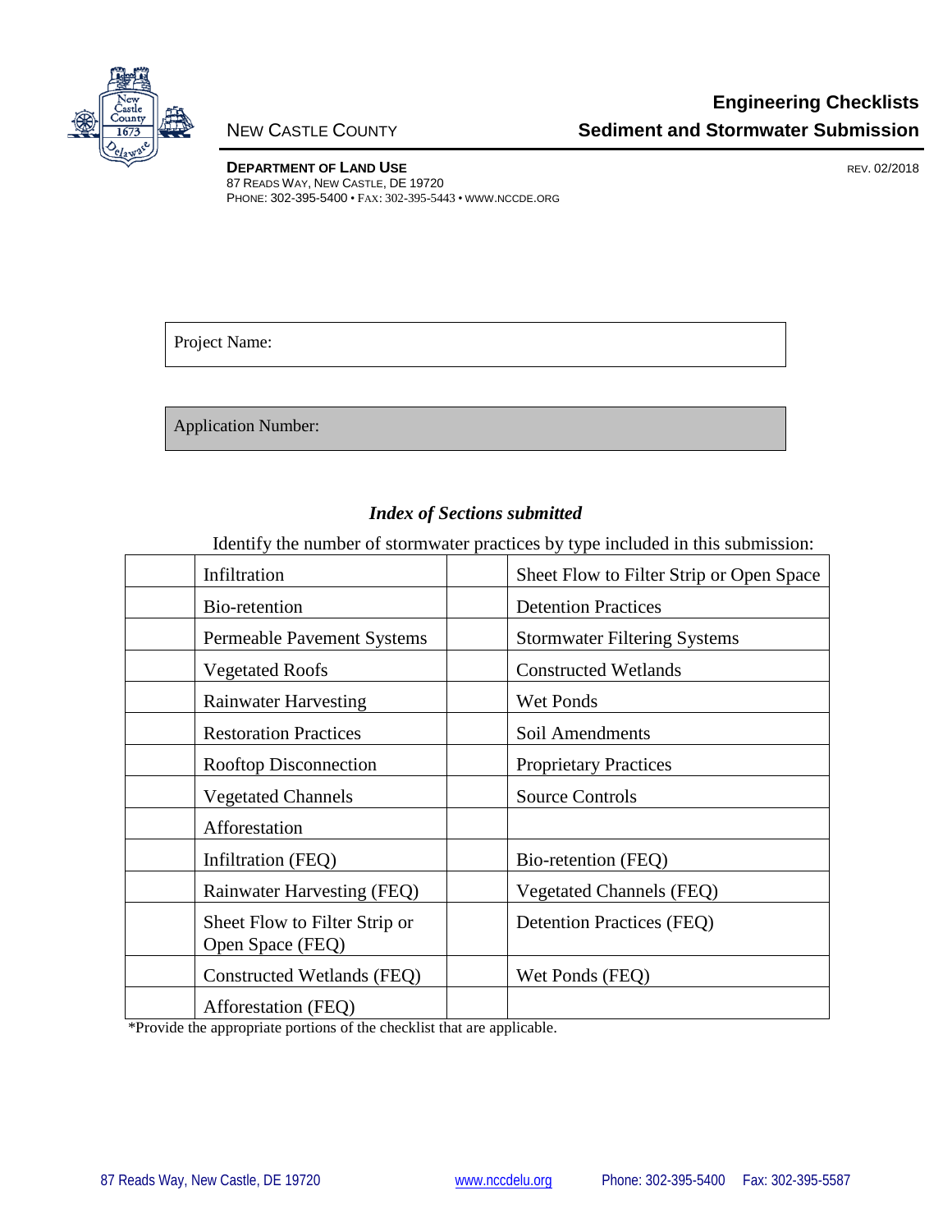NEW CASTLE COUNTY

# Engineering Checklists
## Sediment and Stormwater Submission

**DEPARTMENT OF LAND USE**
87 READS WAY, NEW CASTLE, DE 19720
PHONE: 302-395-5400 • FAX: 302-395-5443 • WWW.NCCDE.ORG

REV. 02/2018

Project Name:

Application Number:

### *Index of Sections submitted*

Identify the number of stormwater practices by type included in this submission:

| | | | |
|---|---|---|---|
| | Infiltration | | Sheet Flow to Filter Strip or Open Space |
| | Bio-retention | | Detention Practices |
| | Permeable Pavement Systems | | Stormwater Filtering Systems |
| | Vegetated Roofs | | Constructed Wetlands |
| | Rainwater Harvesting | | Wet Ponds |
| | Restoration Practices | | Soil Amendments |
| | Rooftop Disconnection | | Proprietary Practices |
| | Vegetated Channels | | Source Controls |
| | Afforestation | | |
| | Infiltration (FEQ) | | Bio-retention (FEQ) |
| | Rainwater Harvesting (FEQ) | | Vegetated Channels (FEQ) |
| | Sheet Flow to Filter Strip or Open Space (FEQ) | | Detention Practices (FEQ) |
| | Constructed Wetlands (FEQ) | | Wet Ponds (FEQ) |
| | Afforestation (FEQ) | | |

*Provide the appropriate portions of the checklist that are applicable.

87 Reads Way, New Castle, DE 19720 www.nccdelu.org Phone: 302-395-5400 Fax: 302-395-5587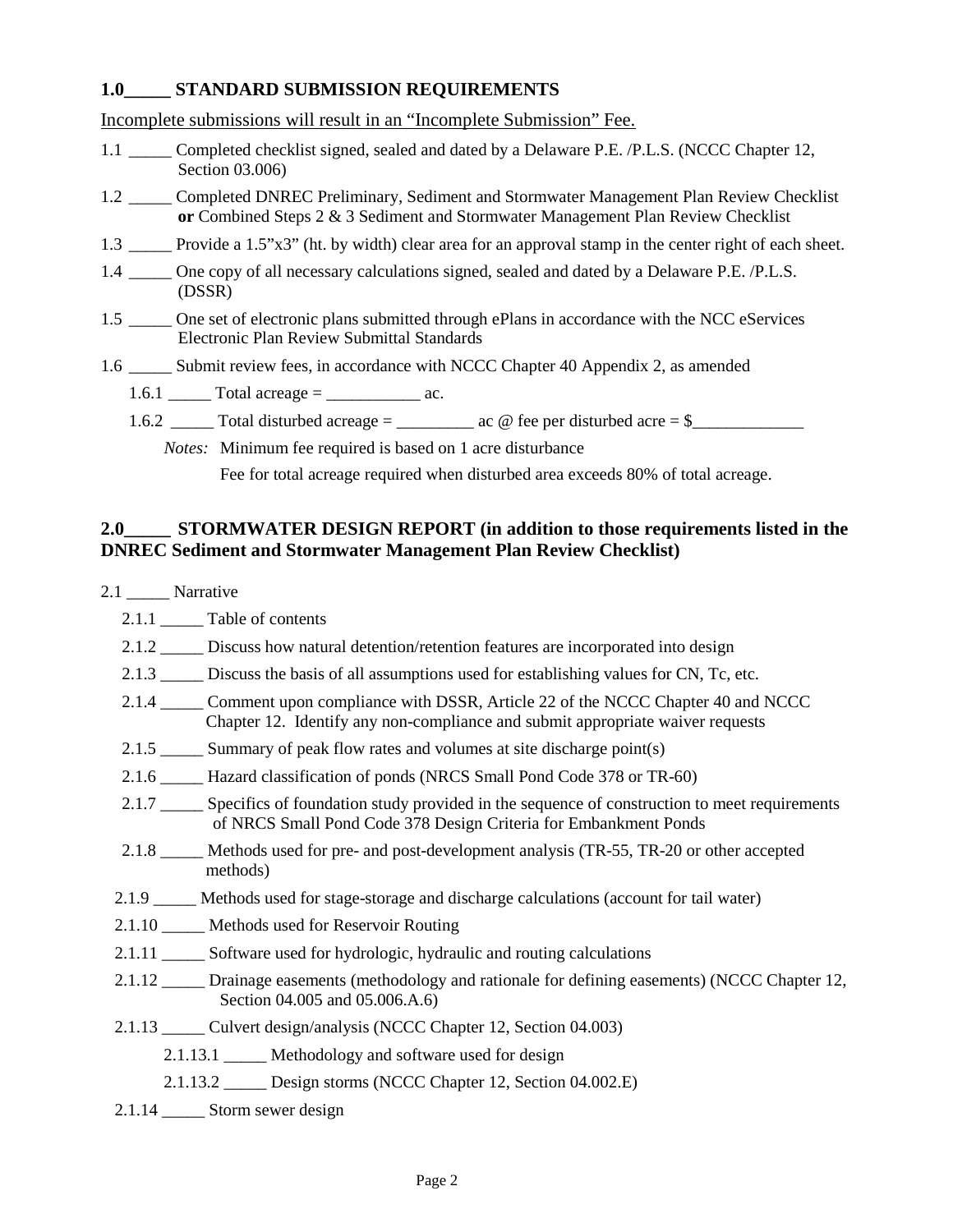## 1.0_____ STANDARD SUBMISSION REQUIREMENTS

Incomplete submissions will result in an "Incomplete Submission" Fee.

1.1 _____ Completed checklist signed, sealed and dated by a Delaware P.E. /P.L.S. (NCCC Chapter 12, Section 03.006)

1.2 _____ Completed DNREC Preliminary, Sediment and Stormwater Management Plan Review Checklist **or** Combined Steps 2 & 3 Sediment and Stormwater Management Plan Review Checklist

1.3 _____ Provide a 1.5"x3" (ht. by width) clear area for an approval stamp in the center right of each sheet.

1.4 _____ One copy of all necessary calculations signed, sealed and dated by a Delaware P.E. /P.L.S. (DSSR)

1.5 _____ One set of electronic plans submitted through ePlans in accordance with the NCC eServices Electronic Plan Review Submittal Standards

1.6 _____ Submit review fees, in accordance with NCCC Chapter 40 Appendix 2, as amended

- 1.6.1 _____ Total acreage = ___________ ac.
- 1.6.2 _____ Total disturbed acreage = _________ ac @ fee per disturbed acre = $_____________

*Notes:* Minimum fee required is based on 1 acre disturbance

Fee for total acreage required when disturbed area exceeds 80% of total acreage.

## 2.0_____ STORMWATER DESIGN REPORT (in addition to those requirements listed in the DNREC Sediment and Stormwater Management Plan Review Checklist)

2.1 _____ Narrative

- 2.1.1 _____ Table of contents
- 2.1.2 _____ Discuss how natural detention/retention features are incorporated into design
- 2.1.3 _____ Discuss the basis of all assumptions used for establishing values for CN, Tc, etc.
- 2.1.4 _____ Comment upon compliance with DSSR, Article 22 of the NCCC Chapter 40 and NCCC Chapter 12. Identify any non-compliance and submit appropriate waiver requests
- 2.1.5 _____ Summary of peak flow rates and volumes at site discharge point(s)
- 2.1.6 _____ Hazard classification of ponds (NRCS Small Pond Code 378 or TR-60)
- 2.1.7 _____ Specifics of foundation study provided in the sequence of construction to meet requirements of NRCS Small Pond Code 378 Design Criteria for Embankment Ponds
- 2.1.8 _____ Methods used for pre- and post-development analysis (TR-55, TR-20 or other accepted methods)
- 2.1.9 _____ Methods used for stage-storage and discharge calculations (account for tail water)
- 2.1.10 _____ Methods used for Reservoir Routing
- 2.1.11 _____ Software used for hydrologic, hydraulic and routing calculations
- 2.1.12 _____ Drainage easements (methodology and rationale for defining easements) (NCCC Chapter 12, Section 04.005 and 05.006.A.6)
- 2.1.13 _____ Culvert design/analysis (NCCC Chapter 12, Section 04.003)
  - 2.1.13.1 _____ Methodology and software used for design
  - 2.1.13.2 _____ Design storms (NCCC Chapter 12, Section 04.002.E)
- 2.1.14 _____ Storm sewer design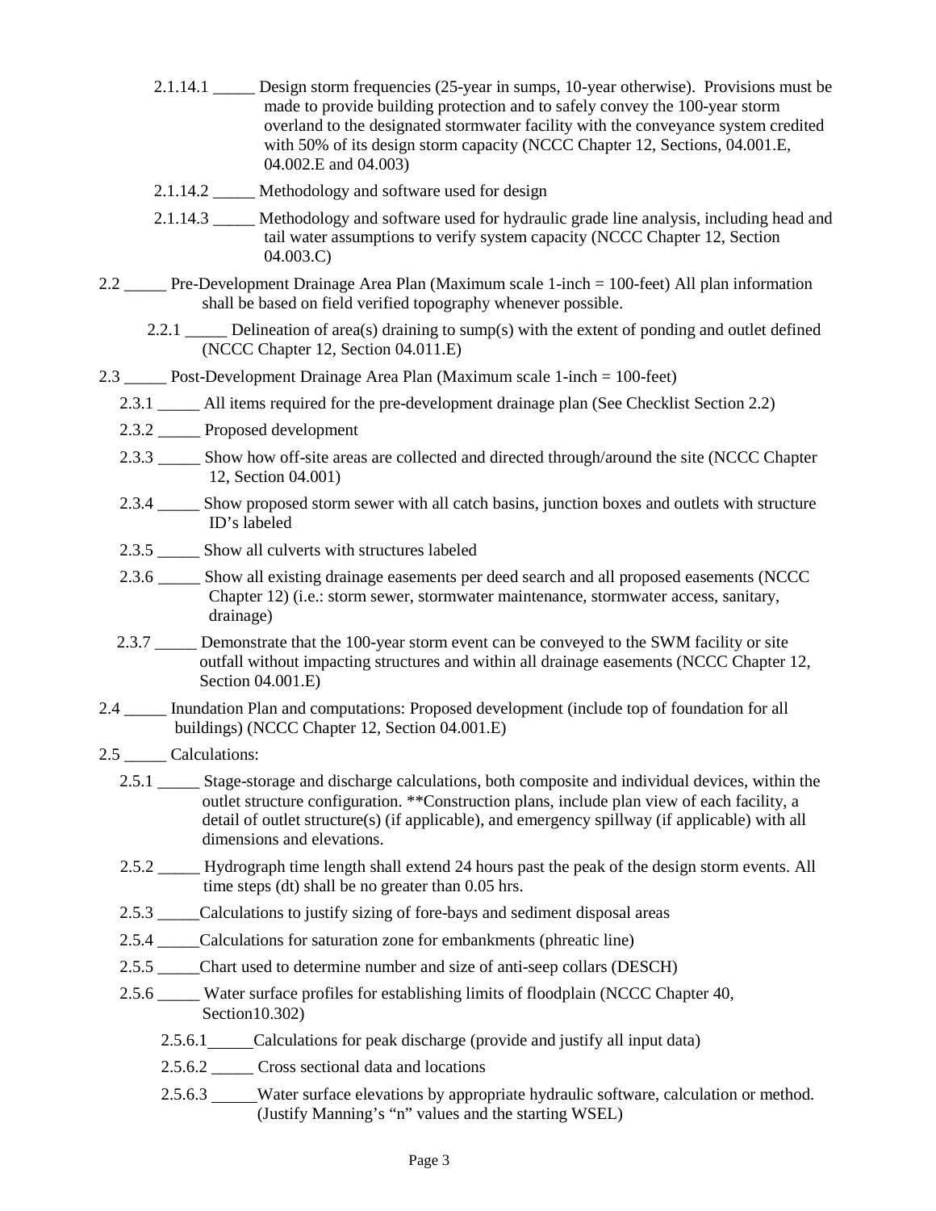2.1.14.1 _____ Design storm frequencies (25-year in sumps, 10-year otherwise). Provisions must be made to provide building protection and to safely convey the 100-year storm overland to the designated stormwater facility with the conveyance system credited with 50% of its design storm capacity (NCCC Chapter 12, Sections, 04.001.E, 04.002.E and 04.003)

2.1.14.2 _____ Methodology and software used for design

2.1.14.3 _____ Methodology and software used for hydraulic grade line analysis, including head and tail water assumptions to verify system capacity (NCCC Chapter 12, Section 04.003.C)

2.2 _____ Pre-Development Drainage Area Plan (Maximum scale 1-inch = 100-feet) All plan information shall be based on field verified topography whenever possible.

2.2.1 _____ Delineation of area(s) draining to sump(s) with the extent of ponding and outlet defined (NCCC Chapter 12, Section 04.011.E)

2.3 _____ Post-Development Drainage Area Plan (Maximum scale 1-inch = 100-feet)

2.3.1 _____ All items required for the pre-development drainage plan (See Checklist Section 2.2)

2.3.2 _____ Proposed development

2.3.3 _____ Show how off-site areas are collected and directed through/around the site (NCCC Chapter 12, Section 04.001)

2.3.4 _____ Show proposed storm sewer with all catch basins, junction boxes and outlets with structure ID's labeled

2.3.5 _____ Show all culverts with structures labeled

2.3.6 _____ Show all existing drainage easements per deed search and all proposed easements (NCCC Chapter 12) (i.e.: storm sewer, stormwater maintenance, stormwater access, sanitary, drainage)

2.3.7 _____ Demonstrate that the 100-year storm event can be conveyed to the SWM facility or site outfall without impacting structures and within all drainage easements (NCCC Chapter 12, Section 04.001.E)

2.4 _____ Inundation Plan and computations: Proposed development (include top of foundation for all buildings) (NCCC Chapter 12, Section 04.001.E)

2.5 _____ Calculations:

2.5.1 _____ Stage-storage and discharge calculations, both composite and individual devices, within the outlet structure configuration. **Construction plans, include plan view of each facility, a detail of outlet structure(s) (if applicable), and emergency spillway (if applicable) with all dimensions and elevations.

2.5.2 _____ Hydrograph time length shall extend 24 hours past the peak of the design storm events. All time steps (dt) shall be no greater than 0.05 hrs.

2.5.3 _____Calculations to justify sizing of fore-bays and sediment disposal areas

2.5.4 _____Calculations for saturation zone for embankments (phreatic line)

2.5.5 _____Chart used to determine number and size of anti-seep collars (DESCH)

2.5.6 _____ Water surface profiles for establishing limits of floodplain (NCCC Chapter 40, Section10.302)

2.5.6.1 _____Calculations for peak discharge (provide and justify all input data)

2.5.6.2 _____ Cross sectional data and locations

2.5.6.3 _____Water surface elevations by appropriate hydraulic software, calculation or method. (Justify Manning's "n" values and the starting WSEL)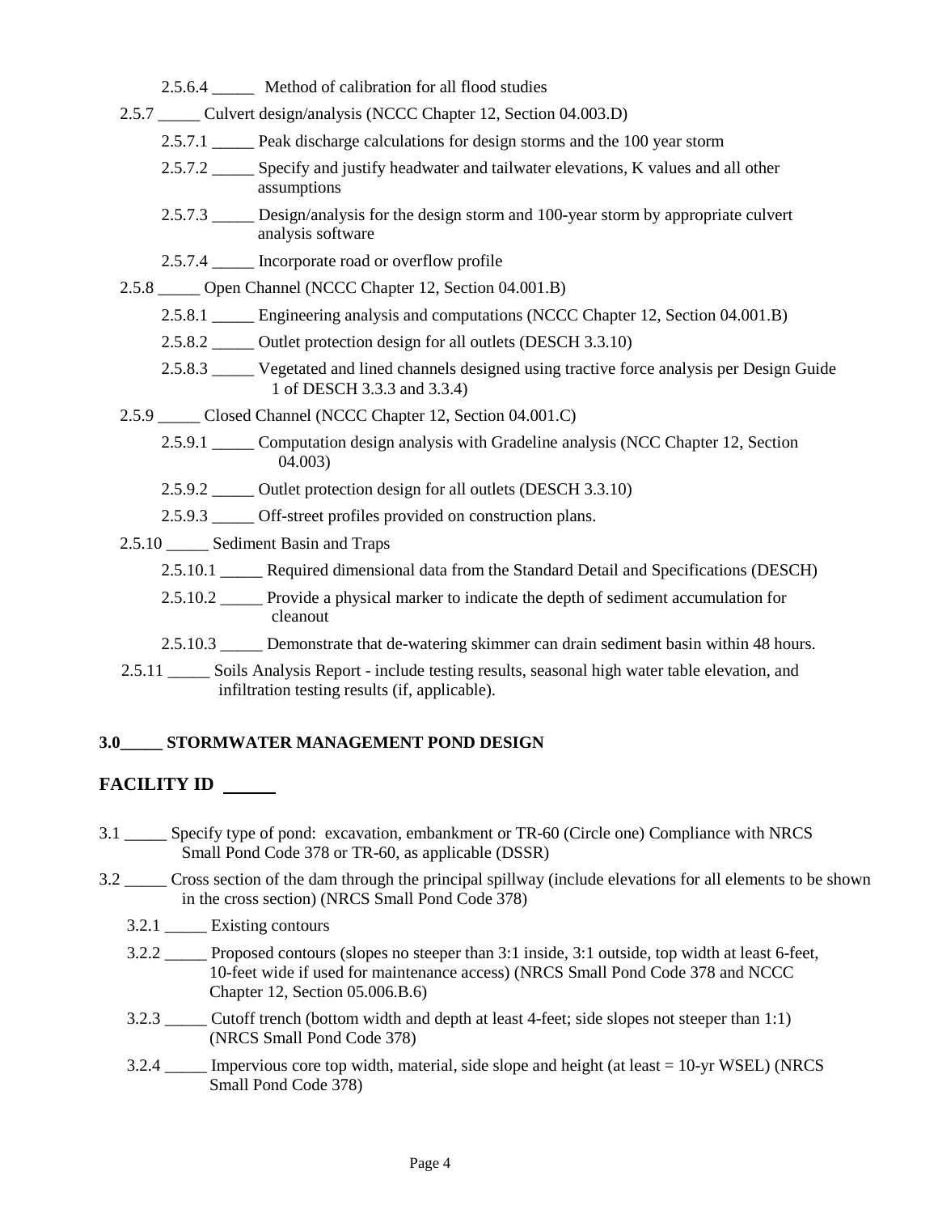2.5.6.4 _____ Method of calibration for all flood studies

2.5.7 _____ Culvert design/analysis (NCCC Chapter 12, Section 04.003.D)

2.5.7.1 _____ Peak discharge calculations for design storms and the 100 year storm

2.5.7.2 _____ Specify and justify headwater and tailwater elevations, K values and all other assumptions

2.5.7.3 _____ Design/analysis for the design storm and 100-year storm by appropriate culvert analysis software

2.5.7.4 _____ Incorporate road or overflow profile

2.5.8 _____ Open Channel (NCCC Chapter 12, Section 04.001.B)

2.5.8.1 _____ Engineering analysis and computations (NCCC Chapter 12, Section 04.001.B)

2.5.8.2 _____ Outlet protection design for all outlets (DESCH 3.3.10)

2.5.8.3 _____ Vegetated and lined channels designed using tractive force analysis per Design Guide 1 of DESCH 3.3.3 and 3.3.4)

2.5.9 _____ Closed Channel (NCCC Chapter 12, Section 04.001.C)

2.5.9.1 _____ Computation design analysis with Gradeline analysis (NCC Chapter 12, Section 04.003)

2.5.9.2 _____ Outlet protection design for all outlets (DESCH 3.3.10)

2.5.9.3 _____ Off-street profiles provided on construction plans.

2.5.10 _____ Sediment Basin and Traps

2.5.10.1 _____ Required dimensional data from the Standard Detail and Specifications (DESCH)

2.5.10.2 _____ Provide a physical marker to indicate the depth of sediment accumulation for cleanout

2.5.10.3 _____ Demonstrate that de-watering skimmer can drain sediment basin within 48 hours.

2.5.11 _____ Soils Analysis Report - include testing results, seasonal high water table elevation, and infiltration testing results (if, applicable).

**3.0_____ STORMWATER MANAGEMENT POND DESIGN**

## FACILITY ID _____

3.1 _____ Specify type of pond: excavation, embankment or TR-60 (Circle one) Compliance with NRCS Small Pond Code 378 or TR-60, as applicable (DSSR)

3.2 _____ Cross section of the dam through the principal spillway (include elevations for all elements to be shown in the cross section) (NRCS Small Pond Code 378)

3.2.1 _____ Existing contours

3.2.2 _____ Proposed contours (slopes no steeper than 3:1 inside, 3:1 outside, top width at least 6-feet, 10-feet wide if used for maintenance access) (NRCS Small Pond Code 378 and NCCC Chapter 12, Section 05.006.B.6)

3.2.3 _____ Cutoff trench (bottom width and depth at least 4-feet; side slopes not steeper than 1:1) (NRCS Small Pond Code 378)

3.2.4 _____ Impervious core top width, material, side slope and height (at least = 10-yr WSEL) (NRCS Small Pond Code 378)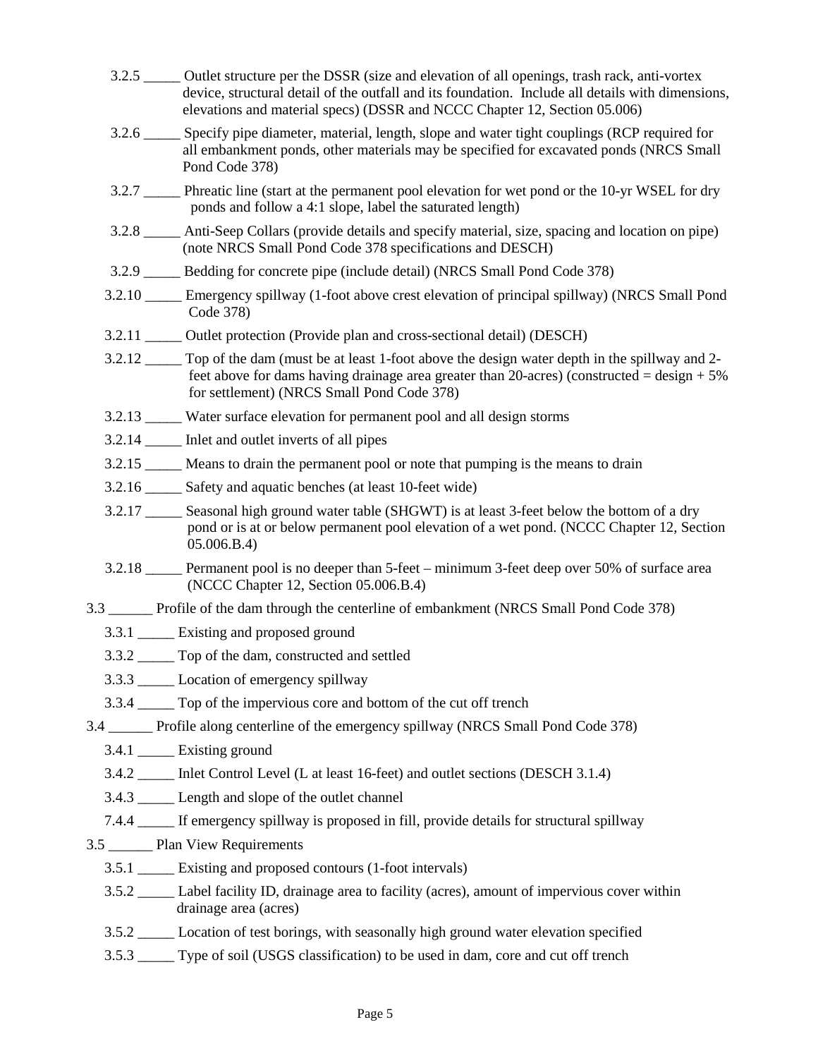- 3.2.5 _____ Outlet structure per the DSSR (size and elevation of all openings, trash rack, anti-vortex device, structural detail of the outfall and its foundation. Include all details with dimensions, elevations and material specs) (DSSR and NCCC Chapter 12, Section 05.006)
- 3.2.6 _____ Specify pipe diameter, material, length, slope and water tight couplings (RCP required for all embankment ponds, other materials may be specified for excavated ponds (NRCS Small Pond Code 378)
- 3.2.7 _____ Phreatic line (start at the permanent pool elevation for wet pond or the 10-yr WSEL for dry ponds and follow a 4:1 slope, label the saturated length)
- 3.2.8 _____ Anti-Seep Collars (provide details and specify material, size, spacing and location on pipe) (note NRCS Small Pond Code 378 specifications and DESCH)
- 3.2.9 _____ Bedding for concrete pipe (include detail) (NRCS Small Pond Code 378)
- 3.2.10 _____ Emergency spillway (1-foot above crest elevation of principal spillway) (NRCS Small Pond Code 378)
- 3.2.11 _____ Outlet protection (Provide plan and cross-sectional detail) (DESCH)
- 3.2.12 _____ Top of the dam (must be at least 1-foot above the design water depth in the spillway and 2-feet above for dams having drainage area greater than 20-acres) (constructed = design + 5% for settlement) (NRCS Small Pond Code 378)
- 3.2.13 _____ Water surface elevation for permanent pool and all design storms
- 3.2.14 _____ Inlet and outlet inverts of all pipes
- 3.2.15 _____ Means to drain the permanent pool or note that pumping is the means to drain
- 3.2.16 _____ Safety and aquatic benches (at least 10-feet wide)
- 3.2.17 _____ Seasonal high ground water table (SHGWT) is at least 3-feet below the bottom of a dry pond or is at or below permanent pool elevation of a wet pond. (NCCC Chapter 12, Section 05.006.B.4)
- 3.2.18 _____ Permanent pool is no deeper than 5-feet – minimum 3-feet deep over 50% of surface area (NCCC Chapter 12, Section 05.006.B.4)

3.3 ______ Profile of the dam through the centerline of embankment (NRCS Small Pond Code 378)

- 3.3.1 _____ Existing and proposed ground
- 3.3.2 _____ Top of the dam, constructed and settled
- 3.3.3 _____ Location of emergency spillway
- 3.3.4 _____ Top of the impervious core and bottom of the cut off trench

3.4 ______ Profile along centerline of the emergency spillway (NRCS Small Pond Code 378)

- 3.4.1 _____ Existing ground
- 3.4.2 _____ Inlet Control Level (L at least 16-feet) and outlet sections (DESCH 3.1.4)
- 3.4.3 _____ Length and slope of the outlet channel
- 7.4.4 _____ If emergency spillway is proposed in fill, provide details for structural spillway

3.5 ______ Plan View Requirements

- 3.5.1 _____ Existing and proposed contours (1-foot intervals)
- 3.5.2 _____ Label facility ID, drainage area to facility (acres), amount of impervious cover within drainage area (acres)
- 3.5.2 _____ Location of test borings, with seasonally high ground water elevation specified
- 3.5.3 _____ Type of soil (USGS classification) to be used in dam, core and cut off trench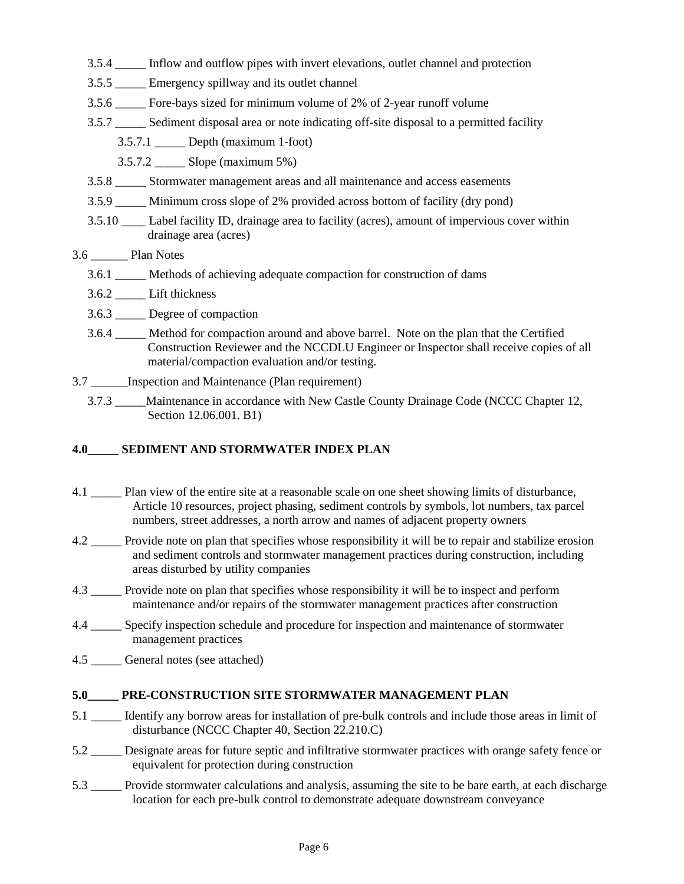3.5.4 _____ Inflow and outflow pipes with invert elevations, outlet channel and protection

3.5.5 _____ Emergency spillway and its outlet channel

3.5.6 _____ Fore-bays sized for minimum volume of 2% of 2-year runoff volume

3.5.7 _____ Sediment disposal area or note indicating off-site disposal to a permitted facility

3.5.7.1 _____ Depth (maximum 1-foot)

3.5.7.2 _____ Slope (maximum 5%)

3.5.8 _____ Stormwater management areas and all maintenance and access easements

3.5.9 _____ Minimum cross slope of 2% provided across bottom of facility (dry pond)

3.5.10 ____ Label facility ID, drainage area to facility (acres), amount of impervious cover within drainage area (acres)

3.6 ______ Plan Notes

3.6.1 _____ Methods of achieving adequate compaction for construction of dams

3.6.2 _____ Lift thickness

3.6.3 _____ Degree of compaction

3.6.4 _____ Method for compaction around and above barrel. Note on the plan that the Certified Construction Reviewer and the NCCDLU Engineer or Inspector shall receive copies of all material/compaction evaluation and/or testing.

3.7 ______Inspection and Maintenance (Plan requirement)

3.7.3 _____Maintenance in accordance with New Castle County Drainage Code (NCCC Chapter 12, Section 12.06.001. B1)

**4.0_____ SEDIMENT AND STORMWATER INDEX PLAN**

4.1 _____ Plan view of the entire site at a reasonable scale on one sheet showing limits of disturbance, Article 10 resources, project phasing, sediment controls by symbols, lot numbers, tax parcel numbers, street addresses, a north arrow and names of adjacent property owners

4.2 _____ Provide note on plan that specifies whose responsibility it will be to repair and stabilize erosion and sediment controls and stormwater management practices during construction, including areas disturbed by utility companies

4.3 _____ Provide note on plan that specifies whose responsibility it will be to inspect and perform maintenance and/or repairs of the stormwater management practices after construction

4.4 _____ Specify inspection schedule and procedure for inspection and maintenance of stormwater management practices

4.5 _____ General notes (see attached)

**5.0_____ PRE-CONSTRUCTION SITE STORMWATER MANAGEMENT PLAN**

5.1 _____ Identify any borrow areas for installation of pre-bulk controls and include those areas in limit of disturbance (NCCC Chapter 40, Section 22.210.C)

5.2 _____ Designate areas for future septic and infiltrative stormwater practices with orange safety fence or equivalent for protection during construction

5.3 _____ Provide stormwater calculations and analysis, assuming the site to be bare earth, at each discharge location for each pre-bulk control to demonstrate adequate downstream conveyance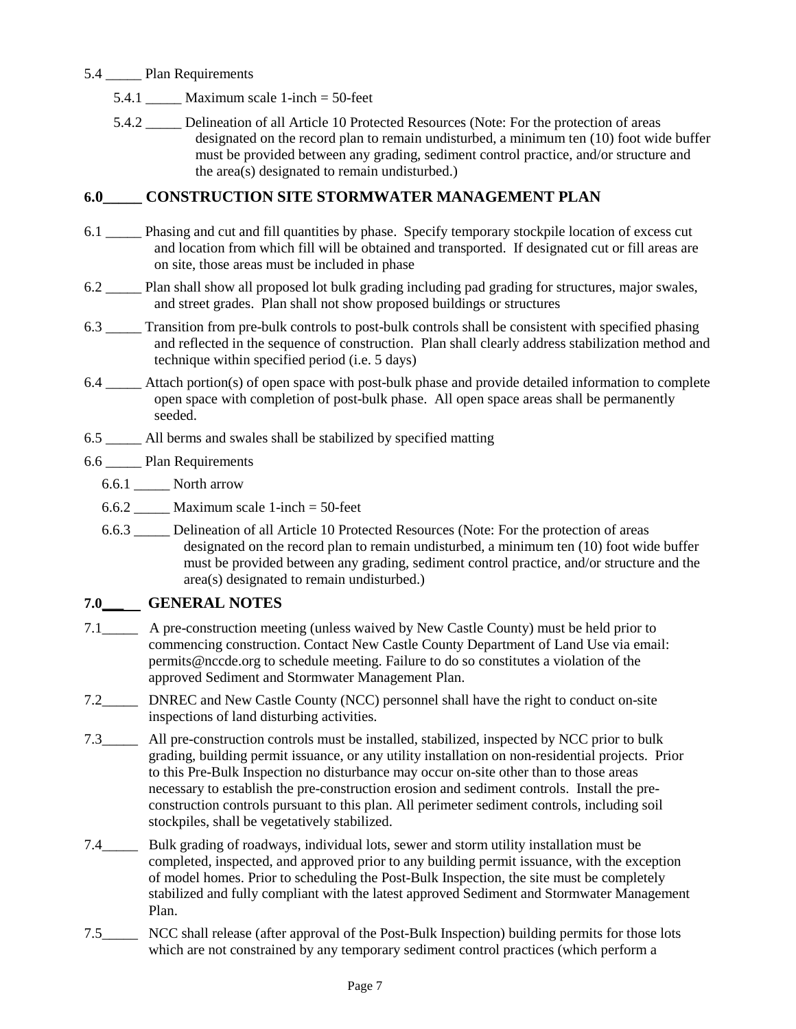5.4 _____ Plan Requirements

5.4.1 _____ Maximum scale 1-inch = 50-feet

5.4.2 _____ Delineation of all Article 10 Protected Resources (Note: For the protection of areas designated on the record plan to remain undisturbed, a minimum ten (10) foot wide buffer must be provided between any grading, sediment control practice, and/or structure and the area(s) designated to remain undisturbed.)

## 6.0_____ CONSTRUCTION SITE STORMWATER MANAGEMENT PLAN

6.1 _____ Phasing and cut and fill quantities by phase. Specify temporary stockpile location of excess cut and location from which fill will be obtained and transported. If designated cut or fill areas are on site, those areas must be included in phase

6.2 _____ Plan shall show all proposed lot bulk grading including pad grading for structures, major swales, and street grades. Plan shall not show proposed buildings or structures

6.3 _____ Transition from pre-bulk controls to post-bulk controls shall be consistent with specified phasing and reflected in the sequence of construction. Plan shall clearly address stabilization method and technique within specified period (i.e. 5 days)

6.4 _____ Attach portion(s) of open space with post-bulk phase and provide detailed information to complete open space with completion of post-bulk phase. All open space areas shall be permanently seeded.

6.5 _____ All berms and swales shall be stabilized by specified matting

6.6 _____ Plan Requirements

6.6.1 _____ North arrow

6.6.2 _____ Maximum scale 1-inch = 50-feet

6.6.3 _____ Delineation of all Article 10 Protected Resources (Note: For the protection of areas designated on the record plan to remain undisturbed, a minimum ten (10) foot wide buffer must be provided between any grading, sediment control practice, and/or structure and the area(s) designated to remain undisturbed.)

## 7.0___ GENERAL NOTES

7.1_____ A pre-construction meeting (unless waived by New Castle County) must be held prior to commencing construction. Contact New Castle County Department of Land Use via email: permits@nccde.org to schedule meeting. Failure to do so constitutes a violation of the approved Sediment and Stormwater Management Plan.

7.2_____ DNREC and New Castle County (NCC) personnel shall have the right to conduct on-site inspections of land disturbing activities.

7.3_____ All pre-construction controls must be installed, stabilized, inspected by NCC prior to bulk grading, building permit issuance, or any utility installation on non-residential projects. Prior to this Pre-Bulk Inspection no disturbance may occur on-site other than to those areas necessary to establish the pre-construction erosion and sediment controls. Install the pre-construction controls pursuant to this plan. All perimeter sediment controls, including soil stockpiles, shall be vegetatively stabilized.

7.4_____ Bulk grading of roadways, individual lots, sewer and storm utility installation must be completed, inspected, and approved prior to any building permit issuance, with the exception of model homes. Prior to scheduling the Post-Bulk Inspection, the site must be completely stabilized and fully compliant with the latest approved Sediment and Stormwater Management Plan.

7.5_____ NCC shall release (after approval of the Post-Bulk Inspection) building permits for those lots which are not constrained by any temporary sediment control practices (which perform a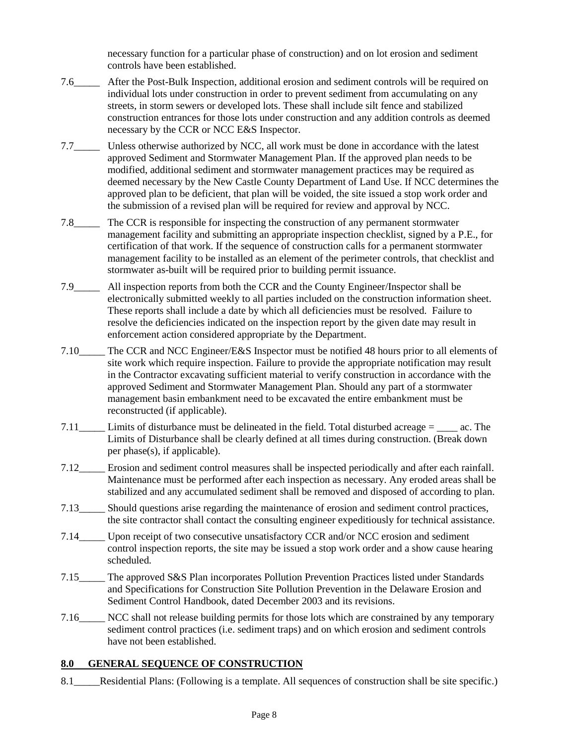necessary function for a particular phase of construction) and on lot erosion and sediment controls have been established.

7.6_____ After the Post-Bulk Inspection, additional erosion and sediment controls will be required on individual lots under construction in order to prevent sediment from accumulating on any streets, in storm sewers or developed lots. These shall include silt fence and stabilized construction entrances for those lots under construction and any addition controls as deemed necessary by the CCR or NCC E&S Inspector.

7.7_____ Unless otherwise authorized by NCC, all work must be done in accordance with the latest approved Sediment and Stormwater Management Plan. If the approved plan needs to be modified, additional sediment and stormwater management practices may be required as deemed necessary by the New Castle County Department of Land Use. If NCC determines the approved plan to be deficient, that plan will be voided, the site issued a stop work order and the submission of a revised plan will be required for review and approval by NCC.

7.8_____ The CCR is responsible for inspecting the construction of any permanent stormwater management facility and submitting an appropriate inspection checklist, signed by a P.E., for certification of that work. If the sequence of construction calls for a permanent stormwater management facility to be installed as an element of the perimeter controls, that checklist and stormwater as-built will be required prior to building permit issuance.

7.9_____ All inspection reports from both the CCR and the County Engineer/Inspector shall be electronically submitted weekly to all parties included on the construction information sheet. These reports shall include a date by which all deficiencies must be resolved. Failure to resolve the deficiencies indicated on the inspection report by the given date may result in enforcement action considered appropriate by the Department.

7.10_____ The CCR and NCC Engineer/E&S Inspector must be notified 48 hours prior to all elements of site work which require inspection. Failure to provide the appropriate notification may result in the Contractor excavating sufficient material to verify construction in accordance with the approved Sediment and Stormwater Management Plan. Should any part of a stormwater management basin embankment need to be excavated the entire embankment must be reconstructed (if applicable).

7.11_____ Limits of disturbance must be delineated in the field. Total disturbed acreage = ____ ac. The Limits of Disturbance shall be clearly defined at all times during construction. (Break down per phase(s), if applicable).

7.12_____ Erosion and sediment control measures shall be inspected periodically and after each rainfall. Maintenance must be performed after each inspection as necessary. Any eroded areas shall be stabilized and any accumulated sediment shall be removed and disposed of according to plan.

7.13_____ Should questions arise regarding the maintenance of erosion and sediment control practices, the site contractor shall contact the consulting engineer expeditiously for technical assistance.

7.14_____ Upon receipt of two consecutive unsatisfactory CCR and/or NCC erosion and sediment control inspection reports, the site may be issued a stop work order and a show cause hearing scheduled.

7.15_____ The approved S&S Plan incorporates Pollution Prevention Practices listed under Standards and Specifications for Construction Site Pollution Prevention in the Delaware Erosion and Sediment Control Handbook, dated December 2003 and its revisions.

7.16_____ NCC shall not release building permits for those lots which are constrained by any temporary sediment control practices (i.e. sediment traps) and on which erosion and sediment controls have not been established.

## 8.0 GENERAL SEQUENCE OF CONSTRUCTION

8.1_____Residential Plans: (Following is a template. All sequences of construction shall be site specific.)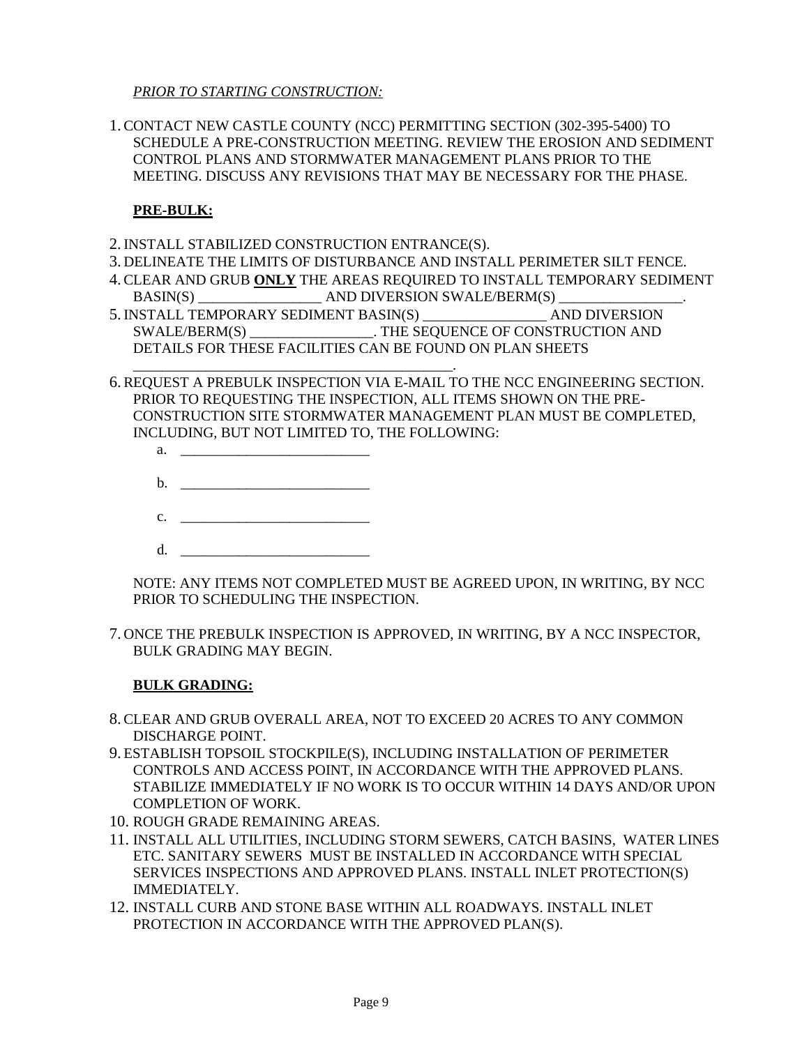*PRIOR TO STARTING CONSTRUCTION:*

1. CONTACT NEW CASTLE COUNTY (NCC) PERMITTING SECTION (302-395-5400) TO SCHEDULE A PRE-CONSTRUCTION MEETING. REVIEW THE EROSION AND SEDIMENT CONTROL PLANS AND STORMWATER MANAGEMENT PLANS PRIOR TO THE MEETING. DISCUSS ANY REVISIONS THAT MAY BE NECESSARY FOR THE PHASE.

**PRE-BULK:**

2. INSTALL STABILIZED CONSTRUCTION ENTRANCE(S).
3. DELINEATE THE LIMITS OF DISTURBANCE AND INSTALL PERIMETER SILT FENCE.
4. CLEAR AND GRUB **ONLY** THE AREAS REQUIRED TO INSTALL TEMPORARY SEDIMENT BASIN(S) _________________ AND DIVERSION SWALE/BERM(S) _________________.
5. INSTALL TEMPORARY SEDIMENT BASIN(S) _________________ AND DIVERSION SWALE/BERM(S) _________________. THE SEQUENCE OF CONSTRUCTION AND DETAILS FOR THESE FACILITIES CAN BE FOUND ON PLAN SHEETS _____________________________________________.
6. REQUEST A PREBULK INSPECTION VIA E-MAIL TO THE NCC ENGINEERING SECTION. PRIOR TO REQUESTING THE INSPECTION, ALL ITEMS SHOWN ON THE PRE-CONSTRUCTION SITE STORMWATER MANAGEMENT PLAN MUST BE COMPLETED, INCLUDING, BUT NOT LIMITED TO, THE FOLLOWING:
   a. ___________________________
   b. ___________________________
   c. ___________________________
   d. ___________________________

   NOTE: ANY ITEMS NOT COMPLETED MUST BE AGREED UPON, IN WRITING, BY NCC PRIOR TO SCHEDULING THE INSPECTION.

7. ONCE THE PREBULK INSPECTION IS APPROVED, IN WRITING, BY A NCC INSPECTOR, BULK GRADING MAY BEGIN.

**BULK GRADING:**

8. CLEAR AND GRUB OVERALL AREA, NOT TO EXCEED 20 ACRES TO ANY COMMON DISCHARGE POINT.
9. ESTABLISH TOPSOIL STOCKPILE(S), INCLUDING INSTALLATION OF PERIMETER CONTROLS AND ACCESS POINT, IN ACCORDANCE WITH THE APPROVED PLANS. STABILIZE IMMEDIATELY IF NO WORK IS TO OCCUR WITHIN 14 DAYS AND/OR UPON COMPLETION OF WORK.
10. ROUGH GRADE REMAINING AREAS.
11. INSTALL ALL UTILITIES, INCLUDING STORM SEWERS, CATCH BASINS, WATER LINES ETC. SANITARY SEWERS MUST BE INSTALLED IN ACCORDANCE WITH SPECIAL SERVICES INSPECTIONS AND APPROVED PLANS. INSTALL INLET PROTECTION(S) IMMEDIATELY.
12. INSTALL CURB AND STONE BASE WITHIN ALL ROADWAYS. INSTALL INLET PROTECTION IN ACCORDANCE WITH THE APPROVED PLAN(S).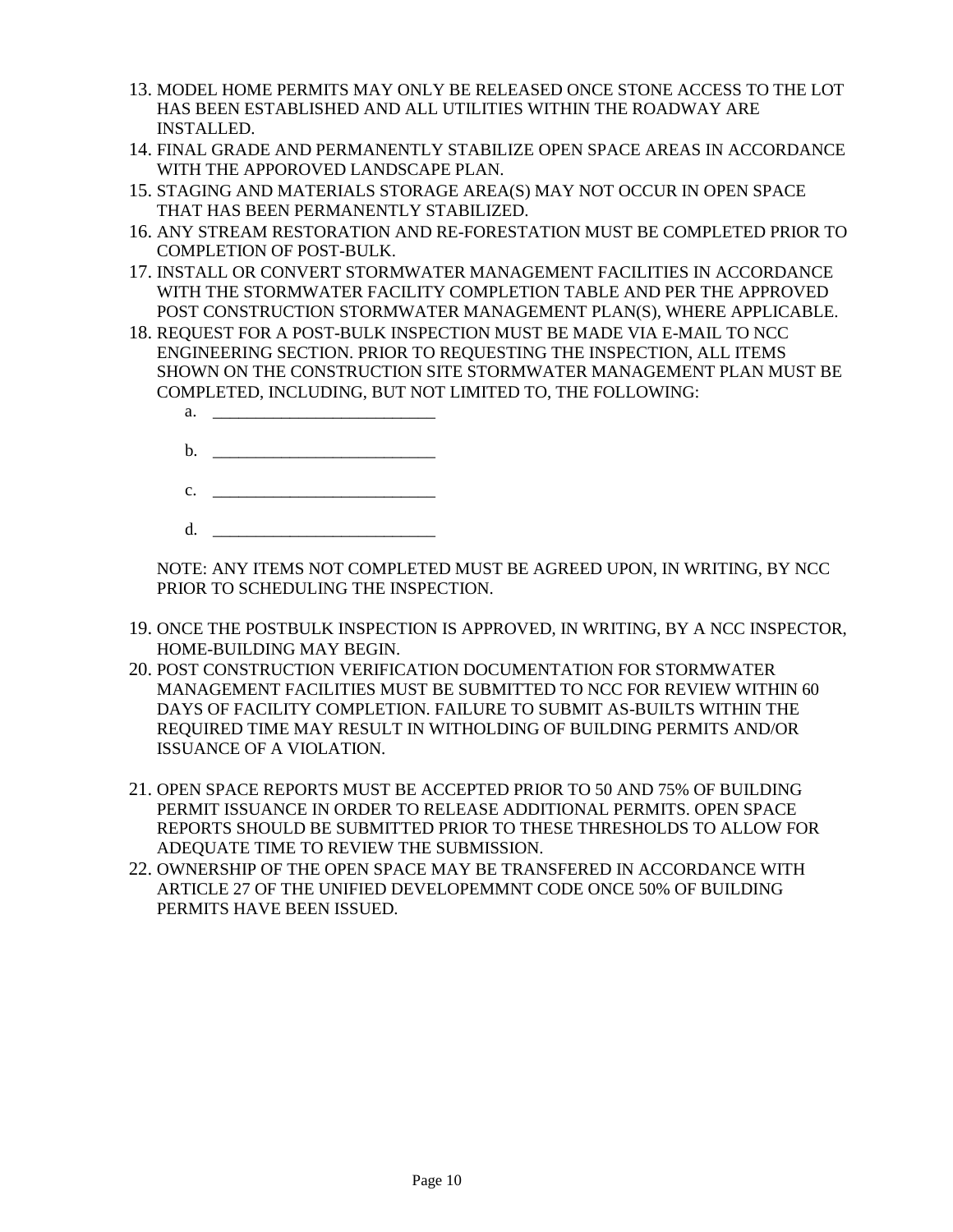13. MODEL HOME PERMITS MAY ONLY BE RELEASED ONCE STONE ACCESS TO THE LOT HAS BEEN ESTABLISHED AND ALL UTILITIES WITHIN THE ROADWAY ARE INSTALLED.
14. FINAL GRADE AND PERMANENTLY STABILIZE OPEN SPACE AREAS IN ACCORDANCE WITH THE APPOROVED LANDSCAPE PLAN.
15. STAGING AND MATERIALS STORAGE AREA(S) MAY NOT OCCUR IN OPEN SPACE THAT HAS BEEN PERMANENTLY STABILIZED.
16. ANY STREAM RESTORATION AND RE-FORESTATION MUST BE COMPLETED PRIOR TO COMPLETION OF POST-BULK.
17. INSTALL OR CONVERT STORMWATER MANAGEMENT FACILITIES IN ACCORDANCE WITH THE STORMWATER FACILITY COMPLETION TABLE AND PER THE APPROVED POST CONSTRUCTION STORMWATER MANAGEMENT PLAN(S), WHERE APPLICABLE.
18. REQUEST FOR A POST-BULK INSPECTION MUST BE MADE VIA E-MAIL TO NCC ENGINEERING SECTION. PRIOR TO REQUESTING THE INSPECTION, ALL ITEMS SHOWN ON THE CONSTRUCTION SITE STORMWATER MANAGEMENT PLAN MUST BE COMPLETED, INCLUDING, BUT NOT LIMITED TO, THE FOLLOWING:
    a. ___________________________
    b. ___________________________
    c. ___________________________
    d. ___________________________

    NOTE: ANY ITEMS NOT COMPLETED MUST BE AGREED UPON, IN WRITING, BY NCC PRIOR TO SCHEDULING THE INSPECTION.

19. ONCE THE POSTBULK INSPECTION IS APPROVED, IN WRITING, BY A NCC INSPECTOR, HOME-BUILDING MAY BEGIN.
20. POST CONSTRUCTION VERIFICATION DOCUMENTATION FOR STORMWATER MANAGEMENT FACILITIES MUST BE SUBMITTED TO NCC FOR REVIEW WITHIN 60 DAYS OF FACILITY COMPLETION. FAILURE TO SUBMIT AS-BUILTS WITHIN THE REQUIRED TIME MAY RESULT IN WITHOLDING OF BUILDING PERMITS AND/OR ISSUANCE OF A VIOLATION.
21. OPEN SPACE REPORTS MUST BE ACCEPTED PRIOR TO 50 AND 75% OF BUILDING PERMIT ISSUANCE IN ORDER TO RELEASE ADDITIONAL PERMITS. OPEN SPACE REPORTS SHOULD BE SUBMITTED PRIOR TO THESE THRESHOLDS TO ALLOW FOR ADEQUATE TIME TO REVIEW THE SUBMISSION.
22. OWNERSHIP OF THE OPEN SPACE MAY BE TRANSFERED IN ACCORDANCE WITH ARTICLE 27 OF THE UNIFIED DEVELOPEMMNT CODE ONCE 50% OF BUILDING PERMITS HAVE BEEN ISSUED.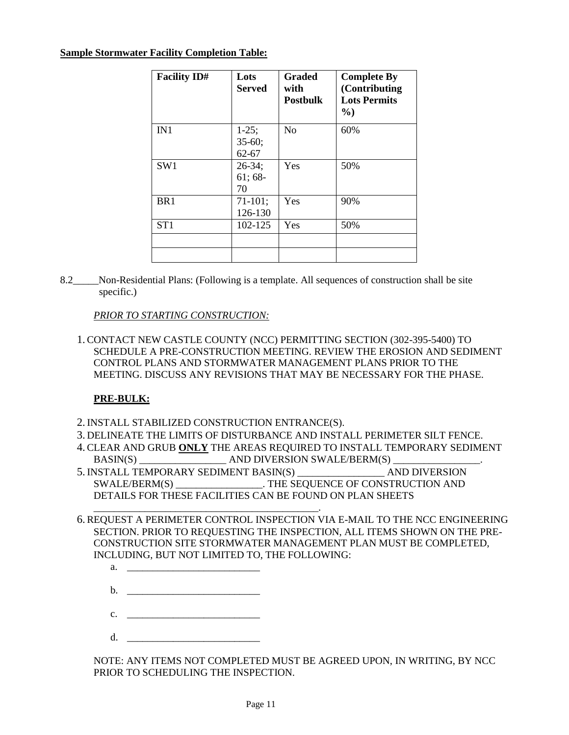**Sample Stormwater Facility Completion Table:**

| Facility ID# | Lots Served | Graded with Postbulk | Complete By (Contributing Lots Permits %) |
|---|---|---|---|
| IN1 | 1-25; 35-60; 62-67 | No | 60% |
| SW1 | 26-34; 61; 68-70 | Yes | 50% |
| BR1 | 71-101; 126-130 | Yes | 90% |
| ST1 | 102-125 | Yes | 50% |
| | | | |
| | | | |

8.2_____Non-Residential Plans: (Following is a template. All sequences of construction shall be site specific.)

*PRIOR TO STARTING CONSTRUCTION:*

1. CONTACT NEW CASTLE COUNTY (NCC) PERMITTING SECTION (302-395-5400) TO SCHEDULE A PRE-CONSTRUCTION MEETING. REVIEW THE EROSION AND SEDIMENT CONTROL PLANS AND STORMWATER MANAGEMENT PLANS PRIOR TO THE MEETING. DISCUSS ANY REVISIONS THAT MAY BE NECESSARY FOR THE PHASE.

**PRE-BULK:**

2. INSTALL STABILIZED CONSTRUCTION ENTRANCE(S).
3. DELINEATE THE LIMITS OF DISTURBANCE AND INSTALL PERIMETER SILT FENCE.
4. CLEAR AND GRUB **ONLY** THE AREAS REQUIRED TO INSTALL TEMPORARY SEDIMENT BASIN(S) _________________ AND DIVERSION SWALE/BERM(S) _________________.
5. INSTALL TEMPORARY SEDIMENT BASIN(S) _________________ AND DIVERSION SWALE/BERM(S) _________________. THE SEQUENCE OF CONSTRUCTION AND DETAILS FOR THESE FACILITIES CAN BE FOUND ON PLAN SHEETS _____________________________________________.
6. REQUEST A PERIMETER CONTROL INSPECTION VIA E-MAIL TO THE NCC ENGINEERING SECTION. PRIOR TO REQUESTING THE INSPECTION, ALL ITEMS SHOWN ON THE PRE-CONSTRUCTION SITE STORMWATER MANAGEMENT PLAN MUST BE COMPLETED, INCLUDING, BUT NOT LIMITED TO, THE FOLLOWING:
   a. ___________________________
   b. ___________________________
   c. ___________________________
   d. ___________________________

   NOTE: ANY ITEMS NOT COMPLETED MUST BE AGREED UPON, IN WRITING, BY NCC PRIOR TO SCHEDULING THE INSPECTION.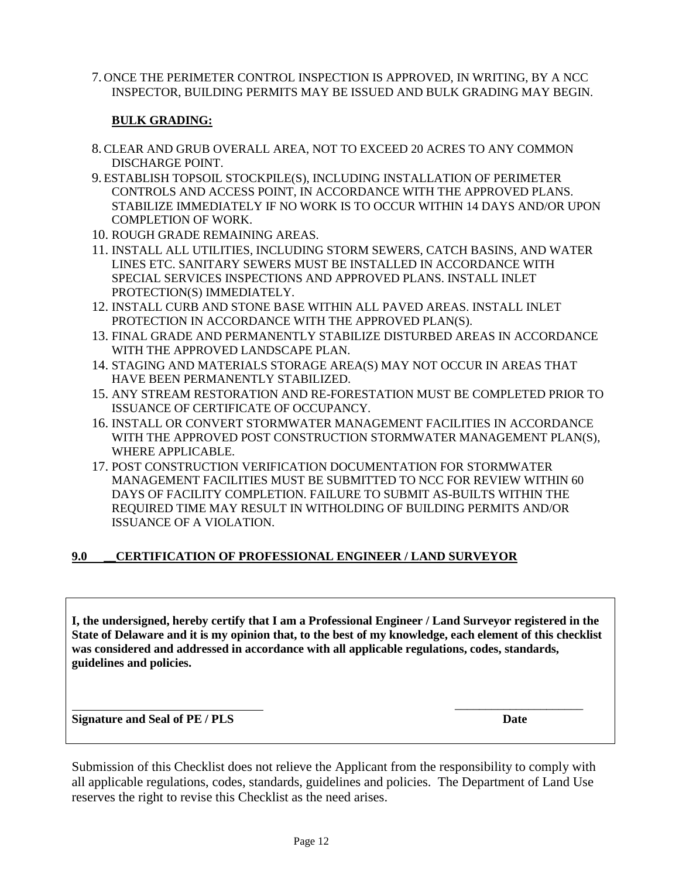7. ONCE THE PERIMETER CONTROL INSPECTION IS APPROVED, IN WRITING, BY A NCC INSPECTOR, BUILDING PERMITS MAY BE ISSUED AND BULK GRADING MAY BEGIN.

**BULK GRADING:**

8. CLEAR AND GRUB OVERALL AREA, NOT TO EXCEED 20 ACRES TO ANY COMMON DISCHARGE POINT.
9. ESTABLISH TOPSOIL STOCKPILE(S), INCLUDING INSTALLATION OF PERIMETER CONTROLS AND ACCESS POINT, IN ACCORDANCE WITH THE APPROVED PLANS. STABILIZE IMMEDIATELY IF NO WORK IS TO OCCUR WITHIN 14 DAYS AND/OR UPON COMPLETION OF WORK.
10. ROUGH GRADE REMAINING AREAS.
11. INSTALL ALL UTILITIES, INCLUDING STORM SEWERS, CATCH BASINS, AND WATER LINES ETC. SANITARY SEWERS MUST BE INSTALLED IN ACCORDANCE WITH SPECIAL SERVICES INSPECTIONS AND APPROVED PLANS. INSTALL INLET PROTECTION(S) IMMEDIATELY.
12. INSTALL CURB AND STONE BASE WITHIN ALL PAVED AREAS. INSTALL INLET PROTECTION IN ACCORDANCE WITH THE APPROVED PLAN(S).
13. FINAL GRADE AND PERMANENTLY STABILIZE DISTURBED AREAS IN ACCORDANCE WITH THE APPROVED LANDSCAPE PLAN.
14. STAGING AND MATERIALS STORAGE AREA(S) MAY NOT OCCUR IN AREAS THAT HAVE BEEN PERMANENTLY STABILIZED.
15. ANY STREAM RESTORATION AND RE-FORESTATION MUST BE COMPLETED PRIOR TO ISSUANCE OF CERTIFICATE OF OCCUPANCY.
16. INSTALL OR CONVERT STORMWATER MANAGEMENT FACILITIES IN ACCORDANCE WITH THE APPROVED POST CONSTRUCTION STORMWATER MANAGEMENT PLAN(S), WHERE APPLICABLE.
17. POST CONSTRUCTION VERIFICATION DOCUMENTATION FOR STORMWATER MANAGEMENT FACILITIES MUST BE SUBMITTED TO NCC FOR REVIEW WITHIN 60 DAYS OF FACILITY COMPLETION. FAILURE TO SUBMIT AS-BUILTS WITHIN THE REQUIRED TIME MAY RESULT IN WITHOLDING OF BUILDING PERMITS AND/OR ISSUANCE OF A VIOLATION.

## 9.0 __CERTIFICATION OF PROFESSIONAL ENGINEER / LAND SURVEYOR

**I, the undersigned, hereby certify that I am a Professional Engineer / Land Surveyor registered in the State of Delaware and it is my opinion that, to the best of my knowledge, each element of this checklist was considered and addressed in accordance with all applicable regulations, codes, standards, guidelines and policies.**

_______________________________ &nbsp;&nbsp;&nbsp;&nbsp;&nbsp;&nbsp;&nbsp;&nbsp;&nbsp;&nbsp;&nbsp;&nbsp;&nbsp;&nbsp;&nbsp;&nbsp; _____________________

**Signature and Seal of PE / PLS** &nbsp;&nbsp;&nbsp;&nbsp;&nbsp;&nbsp;&nbsp;&nbsp;&nbsp;&nbsp;&nbsp;&nbsp;&nbsp;&nbsp;&nbsp;&nbsp; **Date**

Submission of this Checklist does not relieve the Applicant from the responsibility to comply with all applicable regulations, codes, standards, guidelines and policies. The Department of Land Use reserves the right to revise this Checklist as the need arises.